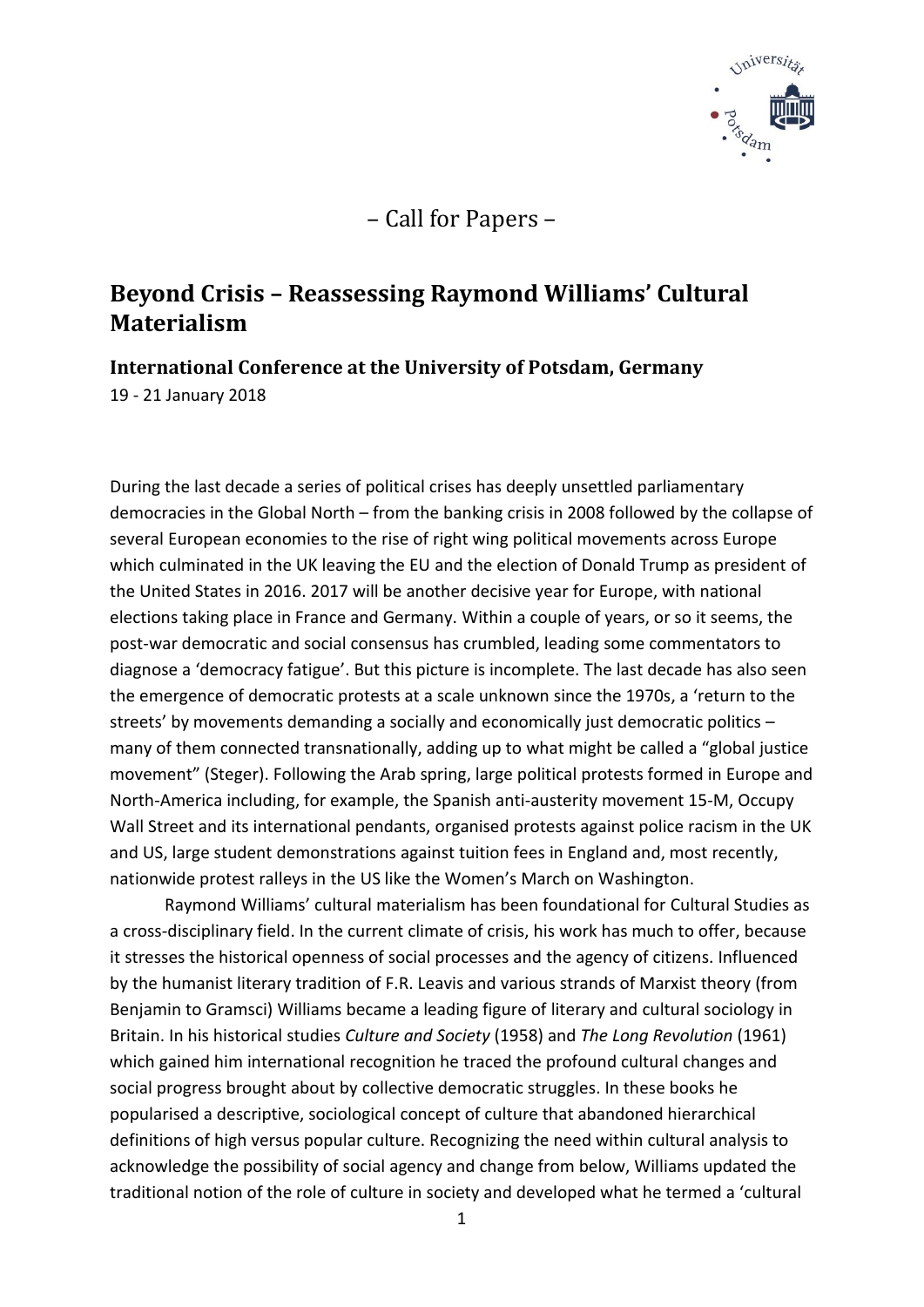– Call for Papers –

# Beyond Crisis – Reassessing Raymond Williams' Cultural Materialism

## International Conference at the University of Potsdam, Germany

19 - 21 January 2018

During the last decade a series of political crises has deeply unsettled parliamentary democracies in the Global North – from the banking crisis in 2008 followed by the collapse of several European economies to the rise of right wing political movements across Europe which culminated in the UK leaving the EU and the election of Donald Trump as president of the United States in 2016. 2017 will be another decisive year for Europe, with national elections taking place in France and Germany. Within a couple of years, or so it seems, the post-war democratic and social consensus has crumbled, leading some commentators to diagnose a 'democracy fatigue'. But this picture is incomplete. The last decade has also seen the emergence of democratic protests at a scale unknown since the 1970s, a 'return to the streets' by movements demanding a socially and economically just democratic politics – many of them connected transnationally, adding up to what might be called a "global justice movement" (Steger). Following the Arab spring, large political protests formed in Europe and North-America including, for example, the Spanish anti-austerity movement 15-M, Occupy Wall Street and its international pendants, organised protests against police racism in the UK and US, large student demonstrations against tuition fees in England and, most recently, nationwide protest rallies in the US like the Women's March on Washington.

Raymond Williams' cultural materialism has been foundational for Cultural Studies as a cross-disciplinary field. In the current climate of crisis, his work has much to offer, because it stresses the historical openness of social processes and the agency of citizens. Influenced by the humanist literary tradition of F.R. Leavis and various strands of Marxist theory (from Benjamin to Gramsci) Williams became a leading figure of literary and cultural sociology in Britain. In his historical studies *Culture and Society* (1958) and *The Long Revolution* (1961) which gained him international recognition he traced the profound cultural changes and social progress brought about by collective democratic struggles. In these books he popularised a descriptive, sociological concept of culture that abandoned hierarchical definitions of high versus popular culture. Recognizing the need within cultural analysis to acknowledge the possibility of social agency and change from below, Williams updated the traditional notion of the role of culture in society and developed what he termed a 'cultural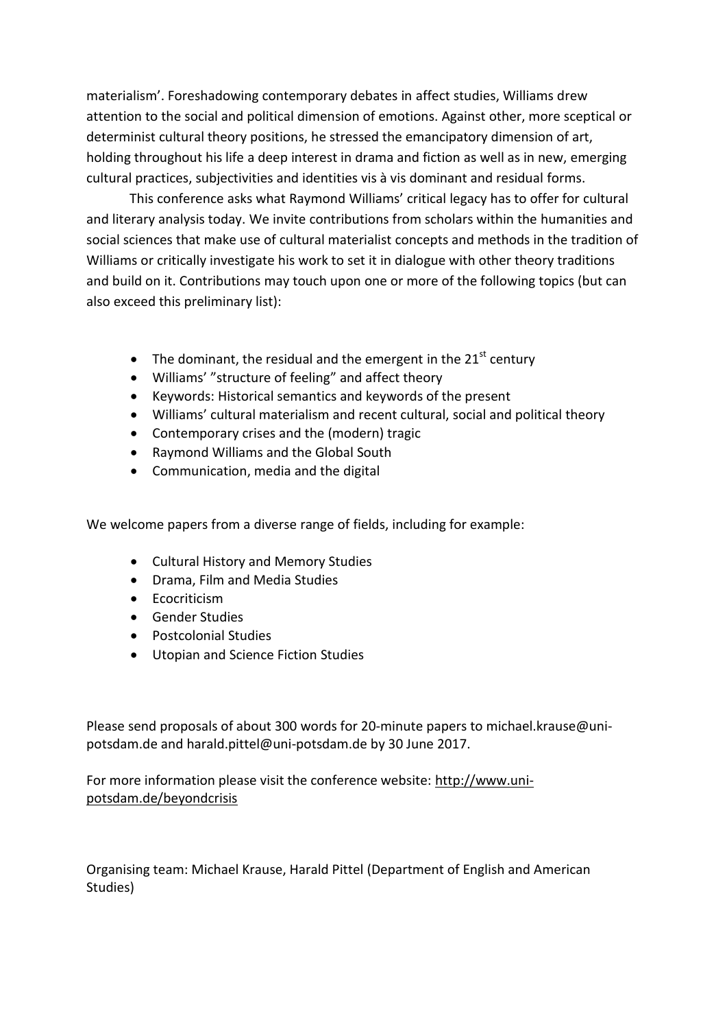materialism'. Foreshadowing contemporary debates in affect studies, Williams drew attention to the social and political dimension of emotions. Against other, more sceptical or determinist cultural theory positions, he stressed the emancipatory dimension of art, holding throughout his life a deep interest in drama and fiction as well as in new, emerging cultural practices, subjectivities and identities vis à vis dominant and residual forms.

This conference asks what Raymond Williams' critical legacy has to offer for cultural and literary analysis today. We invite contributions from scholars within the humanities and social sciences that make use of cultural materialist concepts and methods in the tradition of Williams or critically investigate his work to set it in dialogue with other theory traditions and build on it. Contributions may touch upon one or more of the following topics (but can also exceed this preliminary list):

- The dominant, the residual and the emergent in the 21st century
- Williams' "structure of feeling" and affect theory
- Keywords: Historical semantics and keywords of the present
- Williams' cultural materialism and recent cultural, social and political theory
- Contemporary crises and the (modern) tragic
- Raymond Williams and the Global South
- Communication, media and the digital

We welcome papers from a diverse range of fields, including for example:

- Cultural History and Memory Studies
- Drama, Film and Media Studies
- Ecocriticism
- Gender Studies
- Postcolonial Studies
- Utopian and Science Fiction Studies

Please send proposals of about 300 words for 20-minute papers to michael.krause@uni-potsdam.de and harald.pittel@uni-potsdam.de by 30 June 2017.

For more information please visit the conference website: http://www.uni-potsdam.de/beyondcrisis

Organising team: Michael Krause, Harald Pittel (Department of English and American Studies)